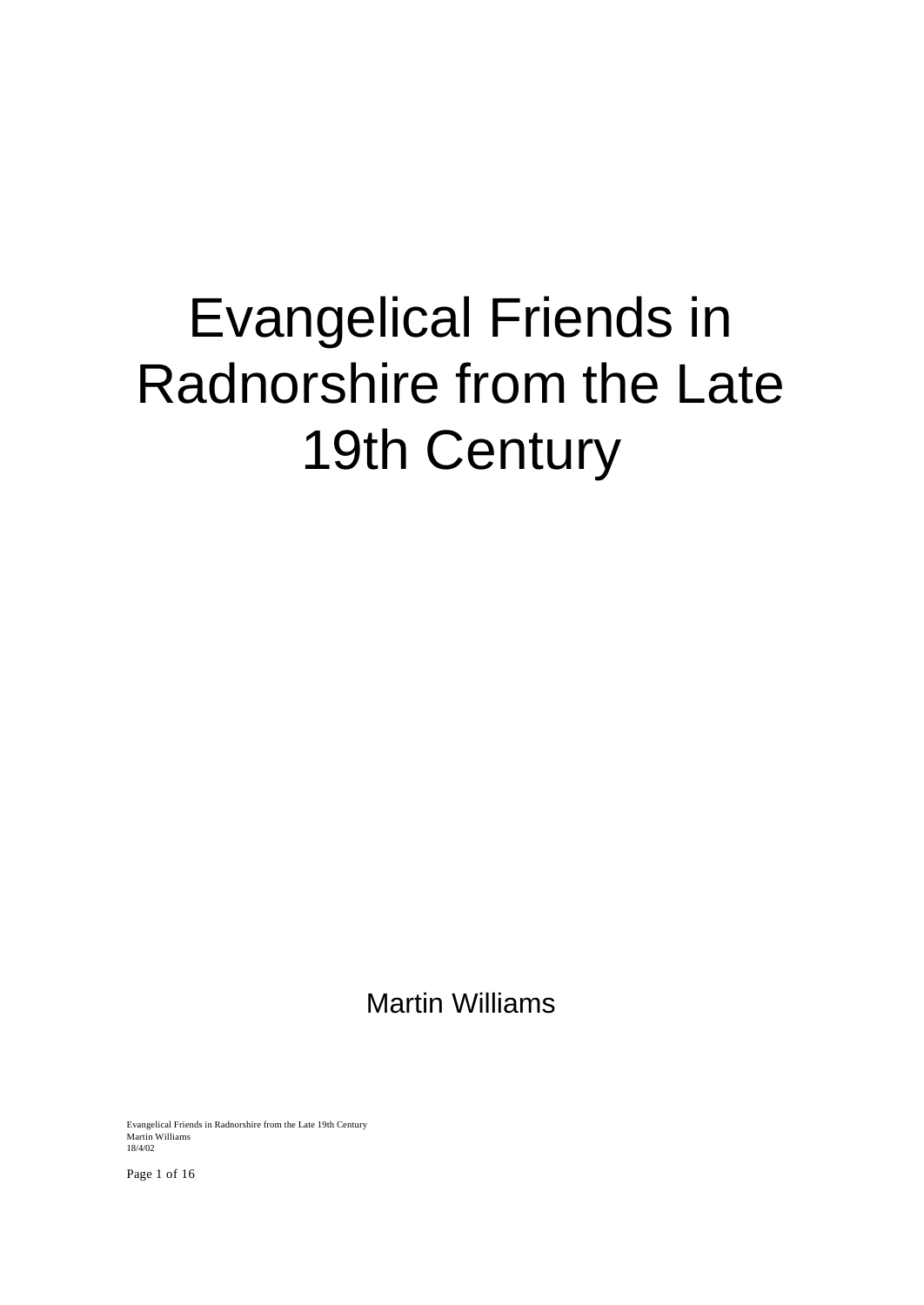# Evangelical Friends in Radnorshire from the Late 19th Century

Martin Williams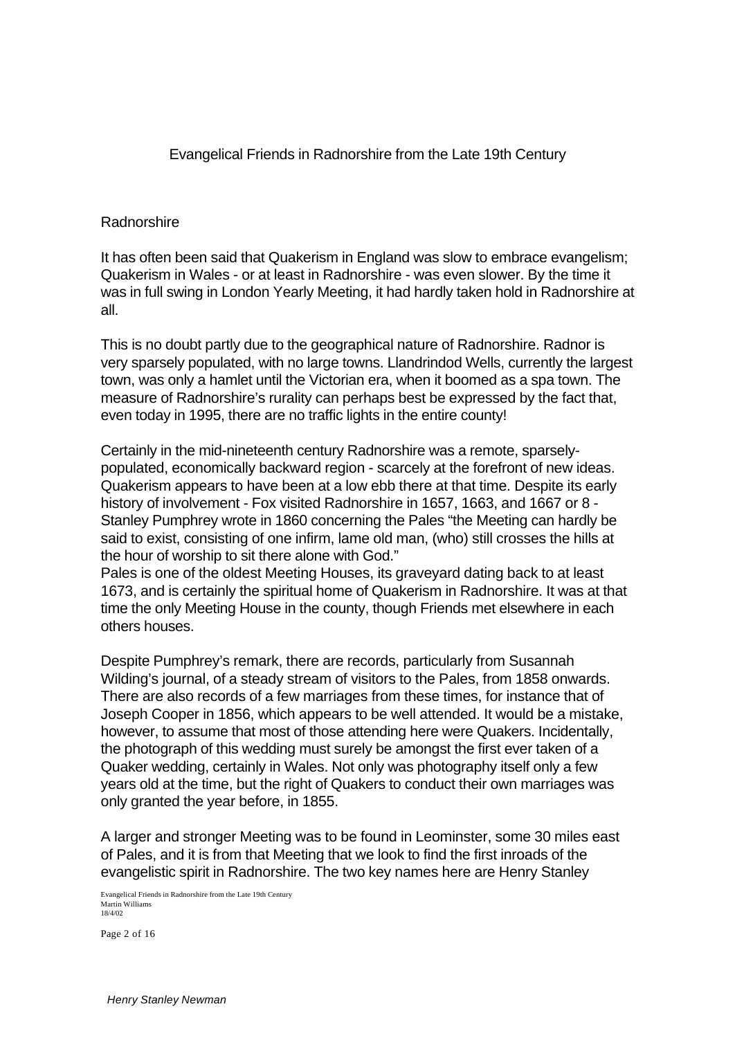# Evangelical Friends in Radnorshire from the Late 19th Century

## Radnorshire

It has often been said that Quakerism in England was slow to embrace evangelism; Quakerism in Wales - or at least in Radnorshire - was even slower. By the time it was in full swing in London Yearly Meeting, it had hardly taken hold in Radnorshire at all.

This is no doubt partly due to the geographical nature of Radnorshire. Radnor is very sparsely populated, with no large towns. Llandrindod Wells, currently the largest town, was only a hamlet until the Victorian era, when it boomed as a spa town. The measure of Radnorshire's rurality can perhaps best be expressed by the fact that, even today in 1995, there are no traffic lights in the entire county!

Certainly in the mid-nineteenth century Radnorshire was a remote, sparsely-populated, economically backward region - scarcely at the forefront of new ideas. Quakerism appears to have been at a low ebb there at that time. Despite its early history of involvement - Fox visited Radnorshire in 1657, 1663, and 1667 or 8 - Stanley Pumphrey wrote in 1860 concerning the Pales "the Meeting can hardly be said to exist, consisting of one infirm, lame old man, (who) still crosses the hills at the hour of worship to sit there alone with God."
Pales is one of the oldest Meeting Houses, its graveyard dating back to at least 1673, and is certainly the spiritual home of Quakerism in Radnorshire. It was at that time the only Meeting House in the county, though Friends met elsewhere in each others houses.

Despite Pumphrey's remark, there are records, particularly from Susannah Wilding's journal, of a steady stream of visitors to the Pales, from 1858 onwards. There are also records of a few marriages from these times, for instance that of Joseph Cooper in 1856, which appears to be well attended. It would be a mistake, however, to assume that most of those attending here were Quakers. Incidentally, the photograph of this wedding must surely be amongst the first ever taken of a Quaker wedding, certainly in Wales. Not only was photography itself only a few years old at the time, but the right of Quakers to conduct their own marriages was only granted the year before, in 1855.

A larger and stronger Meeting was to be found in Leominster, some 30 miles east of Pales, and it is from that Meeting that we look to find the first inroads of the evangelistic spirit in Radnorshire. The two key names here are Henry Stanley

*Henry Stanley Newman*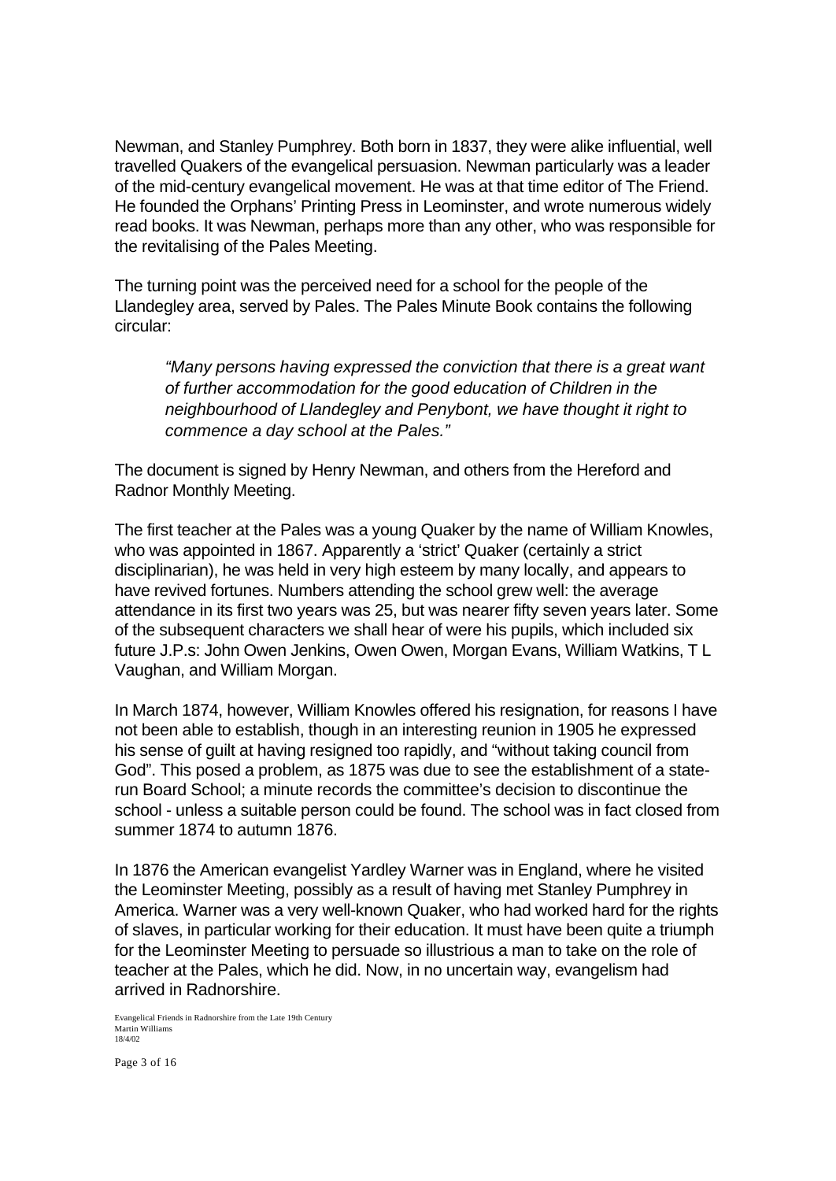Newman, and Stanley Pumphrey. Both born in 1837, they were alike influential, well travelled Quakers of the evangelical persuasion. Newman particularly was a leader of the mid-century evangelical movement. He was at that time editor of The Friend. He founded the Orphans' Printing Press in Leominster, and wrote numerous widely read books. It was Newman, perhaps more than any other, who was responsible for the revitalising of the Pales Meeting.

The turning point was the perceived need for a school for the people of the Llandegley area, served by Pales. The Pales Minute Book contains the following circular:

> *"Many persons having expressed the conviction that there is a great want of further accommodation for the good education of Children in the neighbourhood of Llandegley and Penybont, we have thought it right to commence a day school at the Pales."*

The document is signed by Henry Newman, and others from the Hereford and Radnor Monthly Meeting.

The first teacher at the Pales was a young Quaker by the name of William Knowles, who was appointed in 1867. Apparently a 'strict' Quaker (certainly a strict disciplinarian), he was held in very high esteem by many locally, and appears to have revived fortunes. Numbers attending the school grew well: the average attendance in its first two years was 25, but was nearer fifty seven years later. Some of the subsequent characters we shall hear of were his pupils, which included six future J.P.s: John Owen Jenkins, Owen Owen, Morgan Evans, William Watkins, T L Vaughan, and William Morgan.

In March 1874, however, William Knowles offered his resignation, for reasons I have not been able to establish, though in an interesting reunion in 1905 he expressed his sense of guilt at having resigned too rapidly, and "without taking council from God". This posed a problem, as 1875 was due to see the establishment of a state-run Board School; a minute records the committee's decision to discontinue the school - unless a suitable person could be found. The school was in fact closed from summer 1874 to autumn 1876.

In 1876 the American evangelist Yardley Warner was in England, where he visited the Leominster Meeting, possibly as a result of having met Stanley Pumphrey in America. Warner was a very well-known Quaker, who had worked hard for the rights of slaves, in particular working for their education. It must have been quite a triumph for the Leominster Meeting to persuade so illustrious a man to take on the role of teacher at the Pales, which he did. Now, in no uncertain way, evangelism had arrived in Radnorshire.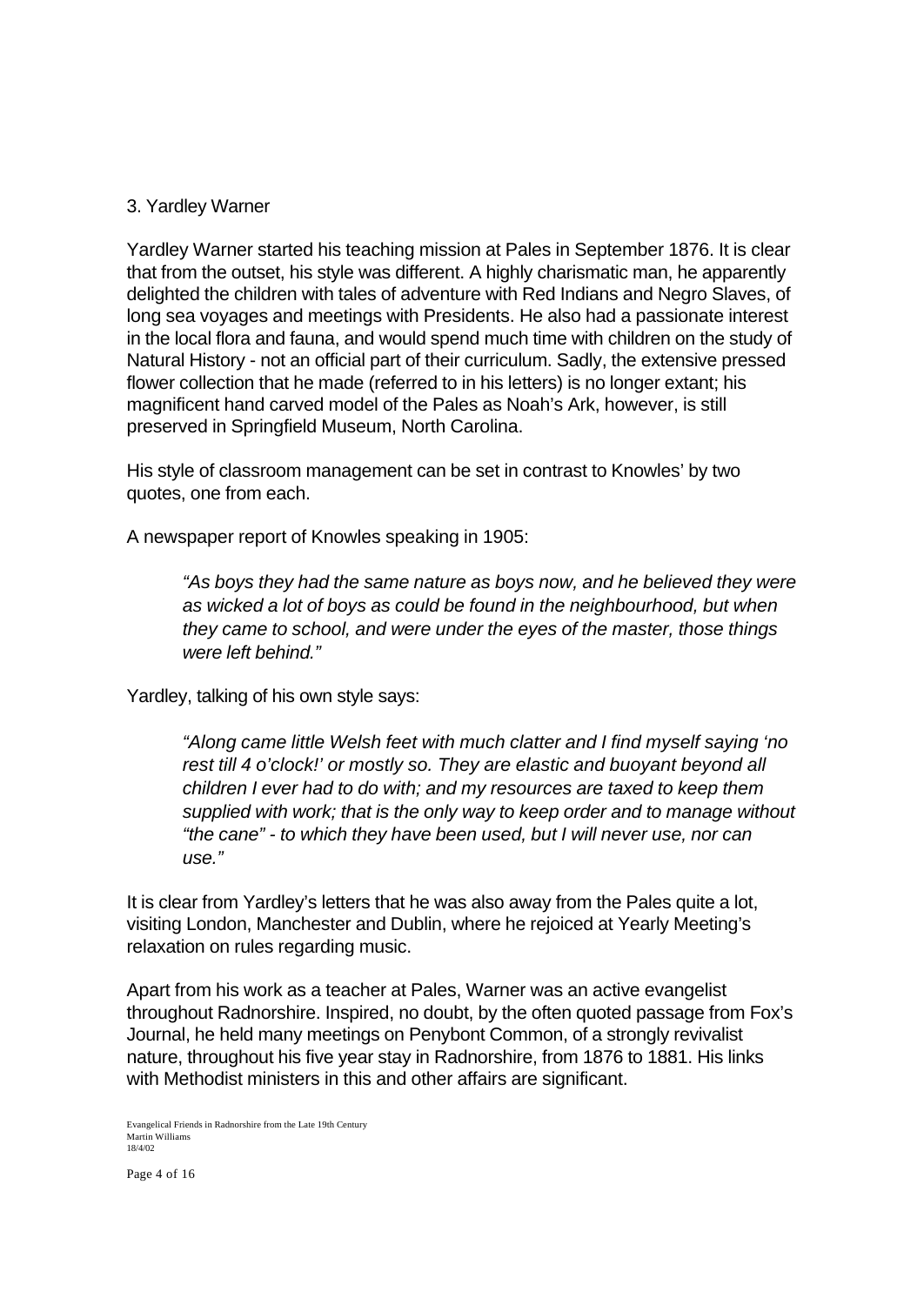## 3. Yardley Warner

Yardley Warner started his teaching mission at Pales in September 1876. It is clear that from the outset, his style was different. A highly charismatic man, he apparently delighted the children with tales of adventure with Red Indians and Negro Slaves, of long sea voyages and meetings with Presidents. He also had a passionate interest in the local flora and fauna, and would spend much time with children on the study of Natural History - not an official part of their curriculum. Sadly, the extensive pressed flower collection that he made (referred to in his letters) is no longer extant; his magnificent hand carved model of the Pales as Noah's Ark, however, is still preserved in Springfield Museum, North Carolina.

His style of classroom management can be set in contrast to Knowles' by two quotes, one from each.

A newspaper report of Knowles speaking in 1905:

> *"As boys they had the same nature as boys now, and he believed they were as wicked a lot of boys as could be found in the neighbourhood, but when they came to school, and were under the eyes of the master, those things were left behind."*

Yardley, talking of his own style says:

> *"Along came little Welsh feet with much clatter and I find myself saying 'no rest till 4 o'clock!' or mostly so. They are elastic and buoyant beyond all children I ever had to do with; and my resources are taxed to keep them supplied with work; that is the only way to keep order and to manage without "the cane" - to which they have been used, but I will never use, nor can use."*

It is clear from Yardley's letters that he was also away from the Pales quite a lot, visiting London, Manchester and Dublin, where he rejoiced at Yearly Meeting's relaxation on rules regarding music.

Apart from his work as a teacher at Pales, Warner was an active evangelist throughout Radnorshire. Inspired, no doubt, by the often quoted passage from Fox's Journal, he held many meetings on Penybont Common, of a strongly revivalist nature, throughout his five year stay in Radnorshire, from 1876 to 1881. His links with Methodist ministers in this and other affairs are significant.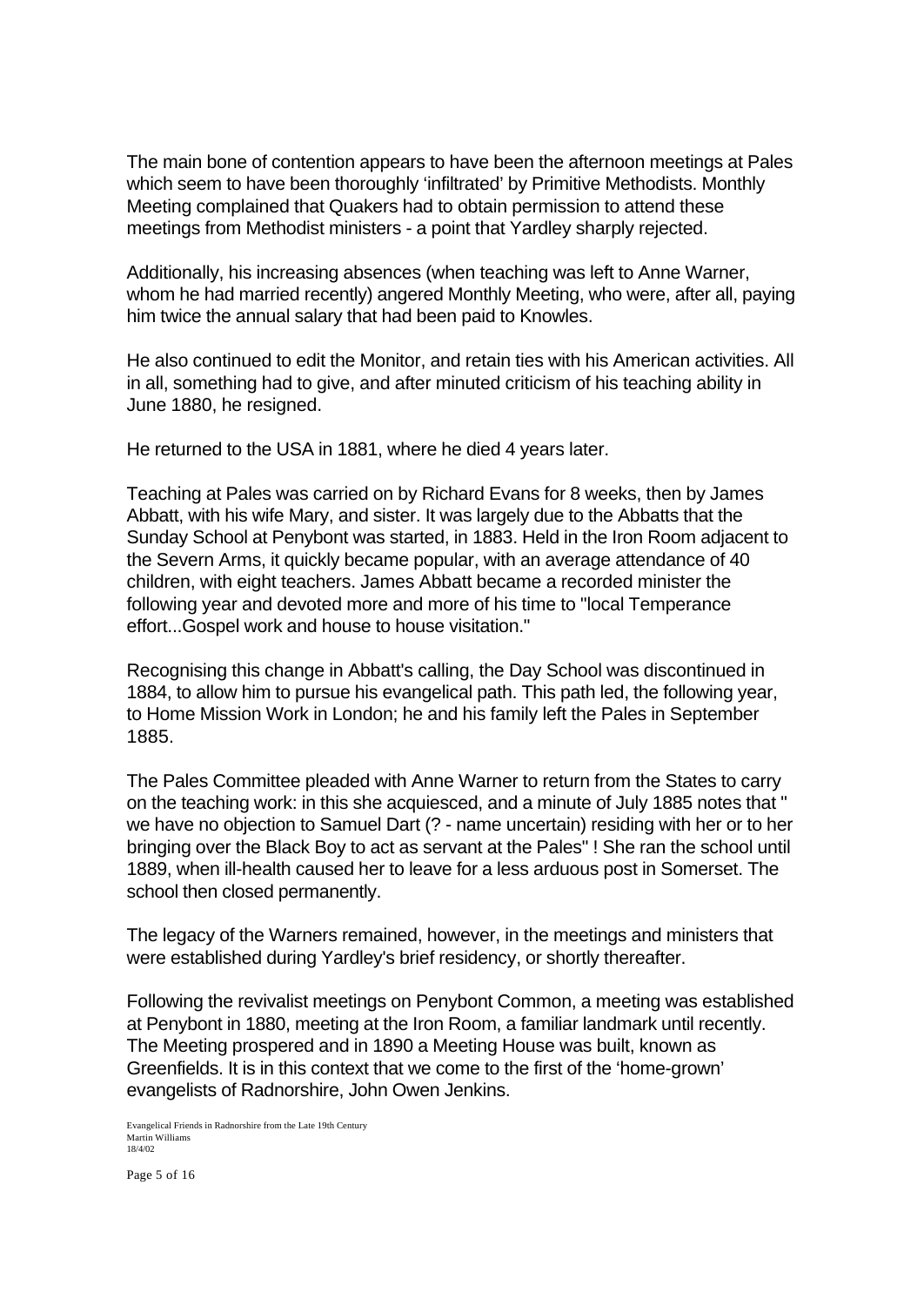The main bone of contention appears to have been the afternoon meetings at Pales which seem to have been thoroughly 'infiltrated' by Primitive Methodists. Monthly Meeting complained that Quakers had to obtain permission to attend these meetings from Methodist ministers - a point that Yardley sharply rejected.

Additionally, his increasing absences (when teaching was left to Anne Warner, whom he had married recently) angered Monthly Meeting, who were, after all, paying him twice the annual salary that had been paid to Knowles.

He also continued to edit the Monitor, and retain ties with his American activities. All in all, something had to give, and after minuted criticism of his teaching ability in June 1880, he resigned.

He returned to the USA in 1881, where he died 4 years later.

Teaching at Pales was carried on by Richard Evans for 8 weeks, then by James Abbatt, with his wife Mary, and sister. It was largely due to the Abbatts that the Sunday School at Penybont was started, in 1883. Held in the Iron Room adjacent to the Severn Arms, it quickly became popular, with an average attendance of 40 children, with eight teachers. James Abbatt became a recorded minister the following year and devoted more and more of his time to "local Temperance effort...Gospel work and house to house visitation."

Recognising this change in Abbatt's calling, the Day School was discontinued in 1884, to allow him to pursue his evangelical path. This path led, the following year, to Home Mission Work in London; he and his family left the Pales in September 1885.

The Pales Committee pleaded with Anne Warner to return from the States to carry on the teaching work: in this she acquiesced, and a minute of July 1885 notes that " we have no objection to Samuel Dart (? - name uncertain) residing with her or to her bringing over the Black Boy to act as servant at the Pales" ! She ran the school until 1889, when ill-health caused her to leave for a less arduous post in Somerset. The school then closed permanently.

The legacy of the Warners remained, however, in the meetings and ministers that were established during Yardley's brief residency, or shortly thereafter.

Following the revivalist meetings on Penybont Common, a meeting was established at Penybont in 1880, meeting at the Iron Room, a familiar landmark until recently. The Meeting prospered and in 1890 a Meeting House was built, known as Greenfields. It is in this context that we come to the first of the 'home-grown' evangelists of Radnorshire, John Owen Jenkins.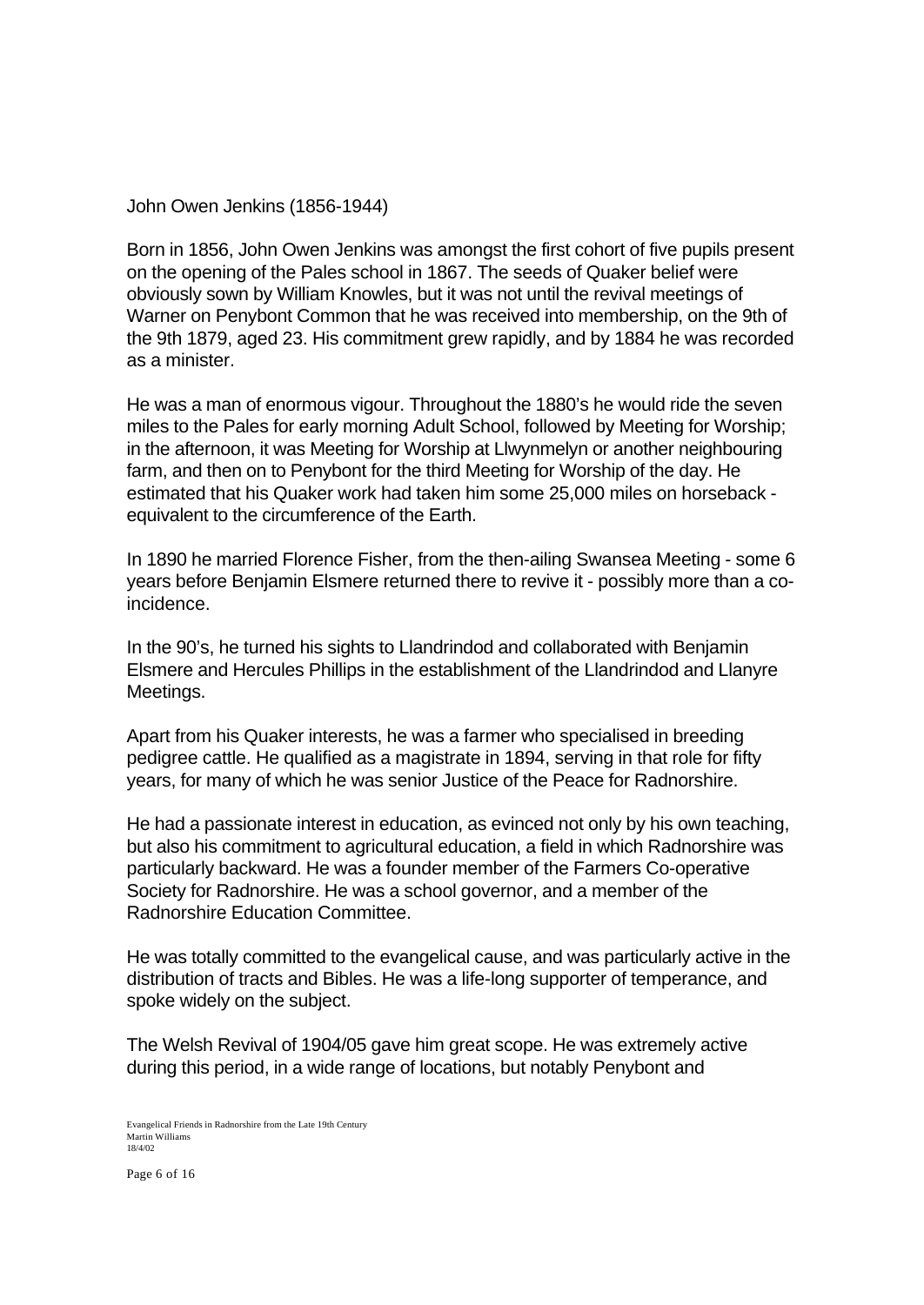John Owen Jenkins (1856-1944)

Born in 1856, John Owen Jenkins was amongst the first cohort of five pupils present on the opening of the Pales school in 1867. The seeds of Quaker belief were obviously sown by William Knowles, but it was not until the revival meetings of Warner on Penybont Common that he was received into membership, on the 9th of the 9th 1879, aged 23. His commitment grew rapidly, and by 1884 he was recorded as a minister.

He was a man of enormous vigour. Throughout the 1880's he would ride the seven miles to the Pales for early morning Adult School, followed by Meeting for Worship; in the afternoon, it was Meeting for Worship at Llwynmelyn or another neighbouring farm, and then on to Penybont for the third Meeting for Worship of the day. He estimated that his Quaker work had taken him some 25,000 miles on horseback - equivalent to the circumference of the Earth.

In 1890 he married Florence Fisher, from the then-ailing Swansea Meeting - some 6 years before Benjamin Elsmere returned there to revive it - possibly more than a co-incidence.

In the 90's, he turned his sights to Llandrindod and collaborated with Benjamin Elsmere and Hercules Phillips in the establishment of the Llandrindod and Llanyre Meetings.

Apart from his Quaker interests, he was a farmer who specialised in breeding pedigree cattle. He qualified as a magistrate in 1894, serving in that role for fifty years, for many of which he was senior Justice of the Peace for Radnorshire.

He had a passionate interest in education, as evinced not only by his own teaching, but also his commitment to agricultural education, a field in which Radnorshire was particularly backward. He was a founder member of the Farmers Co-operative Society for Radnorshire. He was a school governor, and a member of the Radnorshire Education Committee.

He was totally committed to the evangelical cause, and was particularly active in the distribution of tracts and Bibles. He was a life-long supporter of temperance, and spoke widely on the subject.

The Welsh Revival of 1904/05 gave him great scope. He was extremely active during this period, in a wide range of locations, but notably Penybont and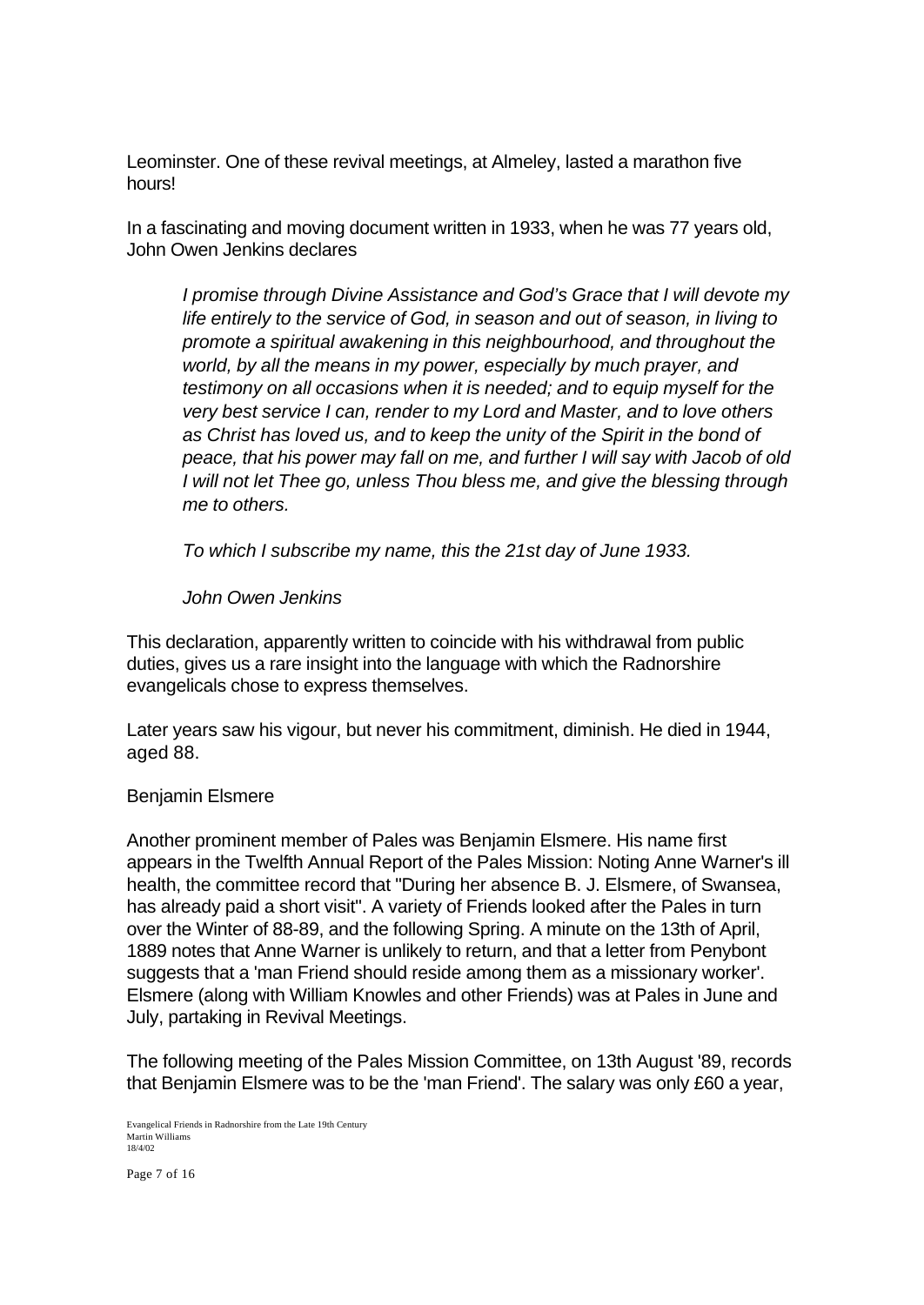Leominster. One of these revival meetings, at Almeley, lasted a marathon five hours!

In a fascinating and moving document written in 1933, when he was 77 years old, John Owen Jenkins declares

> *I promise through Divine Assistance and God's Grace that I will devote my life entirely to the service of God, in season and out of season, in living to promote a spiritual awakening in this neighbourhood, and throughout the world, by all the means in my power, especially by much prayer, and testimony on all occasions when it is needed; and to equip myself for the very best service I can, render to my Lord and Master, and to love others as Christ has loved us, and to keep the unity of the Spirit in the bond of peace, that his power may fall on me, and further I will say with Jacob of old I will not let Thee go, unless Thou bless me, and give the blessing through me to others.*
>
> *To which I subscribe my name, this the 21st day of June 1933.*
>
> *John Owen Jenkins*

This declaration, apparently written to coincide with his withdrawal from public duties, gives us a rare insight into the language with which the Radnorshire evangelicals chose to express themselves.

Later years saw his vigour, but never his commitment, diminish. He died in 1944, aged 88.

## Benjamin Elsmere

Another prominent member of Pales was Benjamin Elsmere. His name first appears in the Twelfth Annual Report of the Pales Mission: Noting Anne Warner's ill health, the committee record that "During her absence B. J. Elsmere, of Swansea, has already paid a short visit". A variety of Friends looked after the Pales in turn over the Winter of 88-89, and the following Spring. A minute on the 13th of April, 1889 notes that Anne Warner is unlikely to return, and that a letter from Penybont suggests that a 'man Friend should reside among them as a missionary worker'. Elsmere (along with William Knowles and other Friends) was at Pales in June and July, partaking in Revival Meetings.

The following meeting of the Pales Mission Committee, on 13th August '89, records that Benjamin Elsmere was to be the 'man Friend'. The salary was only £60 a year,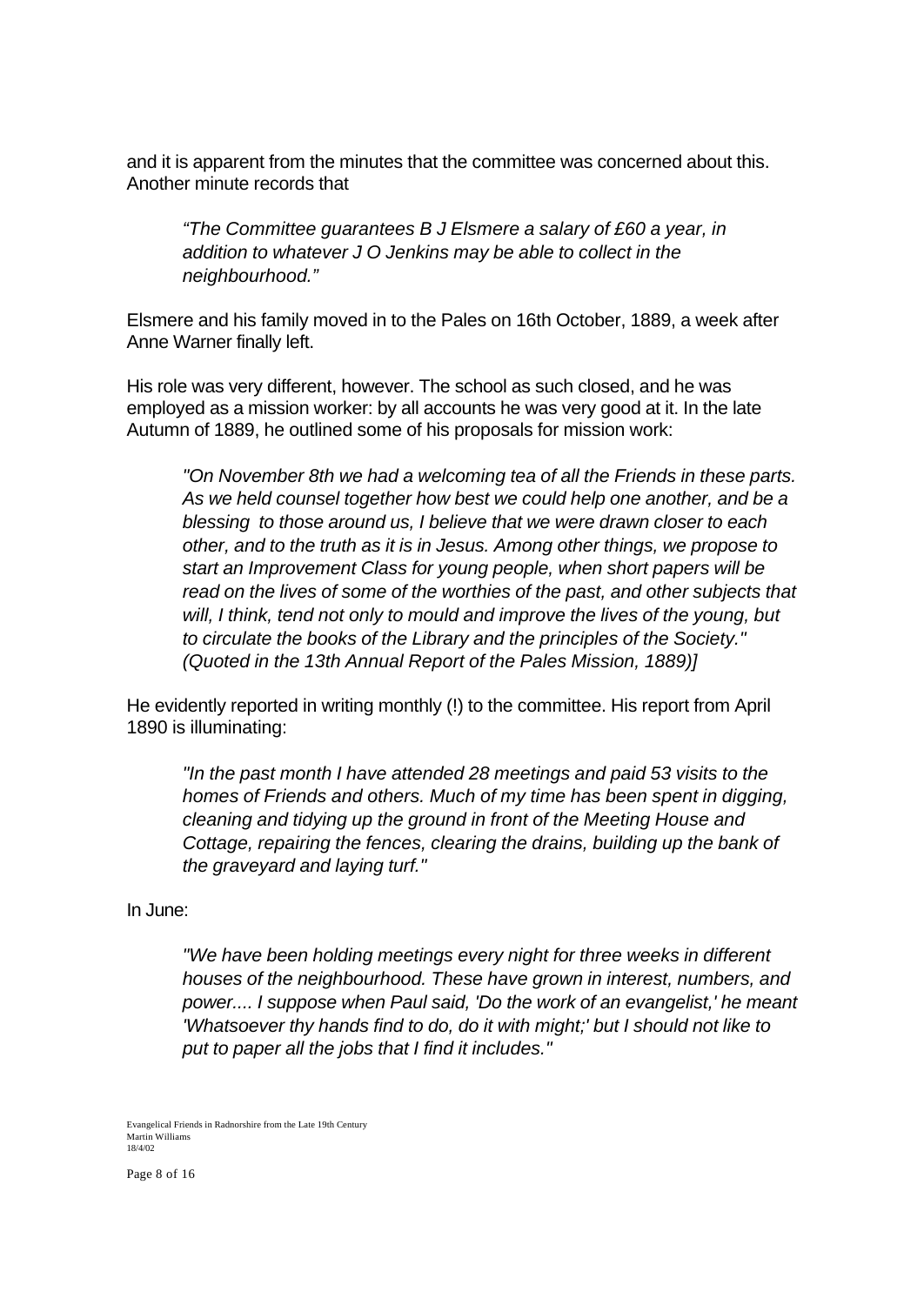and it is apparent from the minutes that the committee was concerned about this. Another minute records that

> *"The Committee guarantees B J Elsmere a salary of £60 a year, in addition to whatever J O Jenkins may be able to collect in the neighbourhood."*

Elsmere and his family moved in to the Pales on 16th October, 1889, a week after Anne Warner finally left.

His role was very different, however. The school as such closed, and he was employed as a mission worker: by all accounts he was very good at it. In the late Autumn of 1889, he outlined some of his proposals for mission work:

> *"On November 8th we had a welcoming tea of all the Friends in these parts. As we held counsel together how best we could help one another, and be a blessing to those around us, I believe that we were drawn closer to each other, and to the truth as it is in Jesus. Among other things, we propose to start an Improvement Class for young people, when short papers will be read on the lives of some of the worthies of the past, and other subjects that will, I think, tend not only to mould and improve the lives of the young, but to circulate the books of the Library and the principles of the Society." (Quoted in the 13th Annual Report of the Pales Mission, 1889)]*

He evidently reported in writing monthly (!) to the committee. His report from April 1890 is illuminating:

> *"In the past month I have attended 28 meetings and paid 53 visits to the homes of Friends and others. Much of my time has been spent in digging, cleaning and tidying up the ground in front of the Meeting House and Cottage, repairing the fences, clearing the drains, building up the bank of the graveyard and laying turf."*

In June:

> *"We have been holding meetings every night for three weeks in different houses of the neighbourhood. These have grown in interest, numbers, and power.... I suppose when Paul said, 'Do the work of an evangelist,' he meant 'Whatsoever thy hands find to do, do it with might;' but I should not like to put to paper all the jobs that I find it includes."*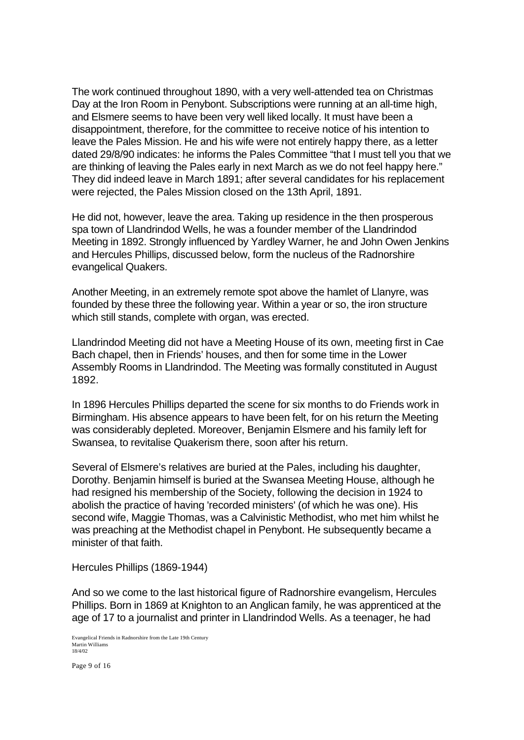The work continued throughout 1890, with a very well-attended tea on Christmas Day at the Iron Room in Penybont. Subscriptions were running at an all-time high, and Elsmere seems to have been very well liked locally. It must have been a disappointment, therefore, for the committee to receive notice of his intention to leave the Pales Mission. He and his wife were not entirely happy there, as a letter dated 29/8/90 indicates: he informs the Pales Committee "that I must tell you that we are thinking of leaving the Pales early in next March as we do not feel happy here." They did indeed leave in March 1891; after several candidates for his replacement were rejected, the Pales Mission closed on the 13th April, 1891.

He did not, however, leave the area. Taking up residence in the then prosperous spa town of Llandrindod Wells, he was a founder member of the Llandrindod Meeting in 1892. Strongly influenced by Yardley Warner, he and John Owen Jenkins and Hercules Phillips, discussed below, form the nucleus of the Radnorshire evangelical Quakers.

Another Meeting, in an extremely remote spot above the hamlet of Llanyre, was founded by these three the following year. Within a year or so, the iron structure which still stands, complete with organ, was erected.

Llandrindod Meeting did not have a Meeting House of its own, meeting first in Cae Bach chapel, then in Friends' houses, and then for some time in the Lower Assembly Rooms in Llandrindod. The Meeting was formally constituted in August 1892.

In 1896 Hercules Phillips departed the scene for six months to do Friends work in Birmingham. His absence appears to have been felt, for on his return the Meeting was considerably depleted. Moreover, Benjamin Elsmere and his family left for Swansea, to revitalise Quakerism there, soon after his return.

Several of Elsmere's relatives are buried at the Pales, including his daughter, Dorothy. Benjamin himself is buried at the Swansea Meeting House, although he had resigned his membership of the Society, following the decision in 1924 to abolish the practice of having 'recorded ministers' (of which he was one). His second wife, Maggie Thomas, was a Calvinistic Methodist, who met him whilst he was preaching at the Methodist chapel in Penybont. He subsequently became a minister of that faith.

## Hercules Phillips (1869-1944)

And so we come to the last historical figure of Radnorshire evangelism, Hercules Phillips. Born in 1869 at Knighton to an Anglican family, he was apprenticed at the age of 17 to a journalist and printer in Llandrindod Wells. As a teenager, he had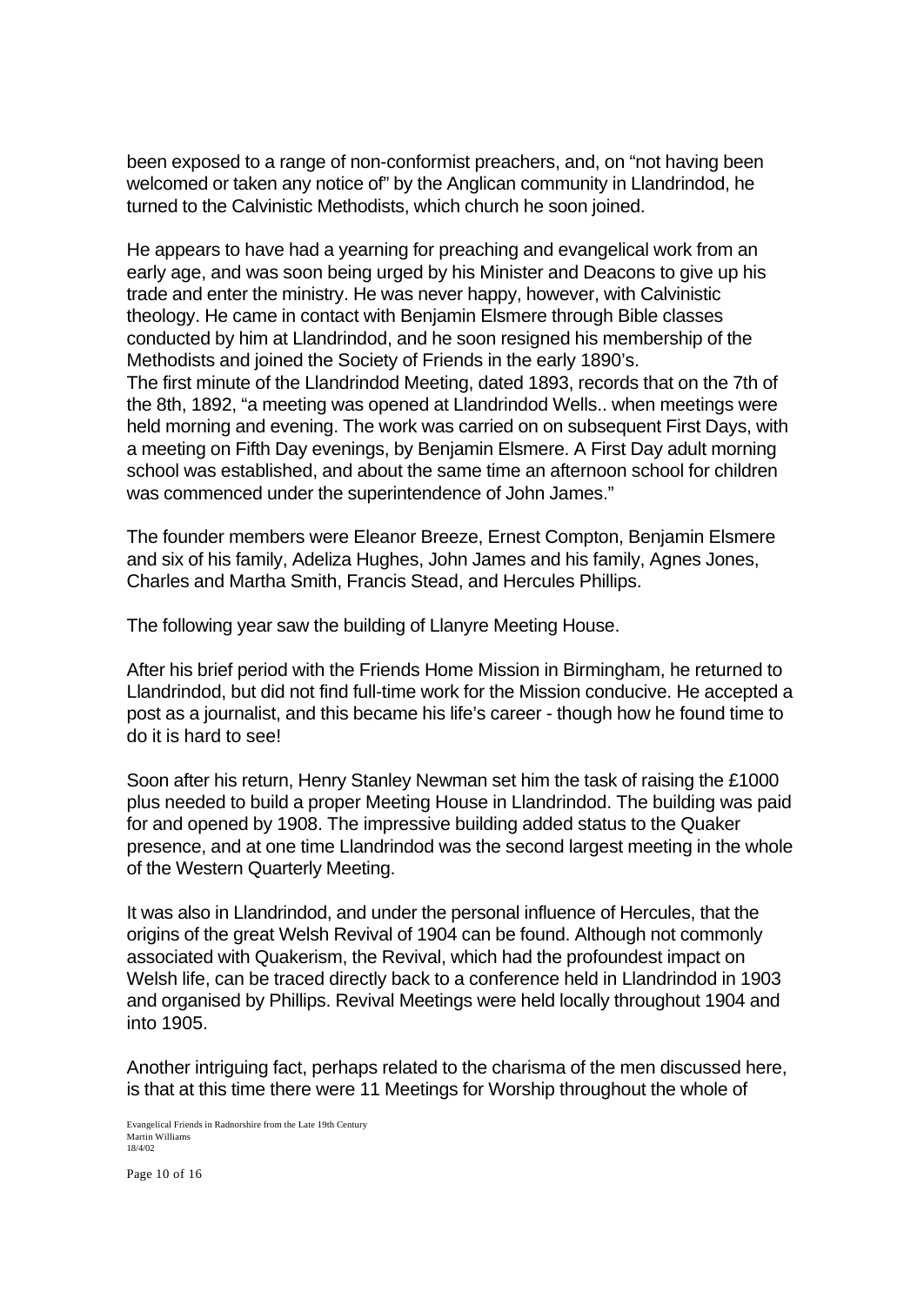been exposed to a range of non-conformist preachers, and, on "not having been welcomed or taken any notice of" by the Anglican community in Llandrindod, he turned to the Calvinistic Methodists, which church he soon joined.

He appears to have had a yearning for preaching and evangelical work from an early age, and was soon being urged by his Minister and Deacons to give up his trade and enter the ministry. He was never happy, however, with Calvinistic theology. He came in contact with Benjamin Elsmere through Bible classes conducted by him at Llandrindod, and he soon resigned his membership of the Methodists and joined the Society of Friends in the early 1890's.
The first minute of the Llandrindod Meeting, dated 1893, records that on the 7th of the 8th, 1892, "a meeting was opened at Llandrindod Wells.. when meetings were held morning and evening. The work was carried on on subsequent First Days, with a meeting on Fifth Day evenings, by Benjamin Elsmere. A First Day adult morning school was established, and about the same time an afternoon school for children was commenced under the superintendence of John James."

The founder members were Eleanor Breeze, Ernest Compton, Benjamin Elsmere and six of his family, Adeliza Hughes, John James and his family, Agnes Jones, Charles and Martha Smith, Francis Stead, and Hercules Phillips.

The following year saw the building of Llanyre Meeting House.

After his brief period with the Friends Home Mission in Birmingham, he returned to Llandrindod, but did not find full-time work for the Mission conducive. He accepted a post as a journalist, and this became his life's career - though how he found time to do it is hard to see!

Soon after his return, Henry Stanley Newman set him the task of raising the £1000 plus needed to build a proper Meeting House in Llandrindod. The building was paid for and opened by 1908. The impressive building added status to the Quaker presence, and at one time Llandrindod was the second largest meeting in the whole of the Western Quarterly Meeting.

It was also in Llandrindod, and under the personal influence of Hercules, that the origins of the great Welsh Revival of 1904 can be found. Although not commonly associated with Quakerism, the Revival, which had the profoundest impact on Welsh life, can be traced directly back to a conference held in Llandrindod in 1903 and organised by Phillips. Revival Meetings were held locally throughout 1904 and into 1905.

Another intriguing fact, perhaps related to the charisma of the men discussed here, is that at this time there were 11 Meetings for Worship throughout the whole of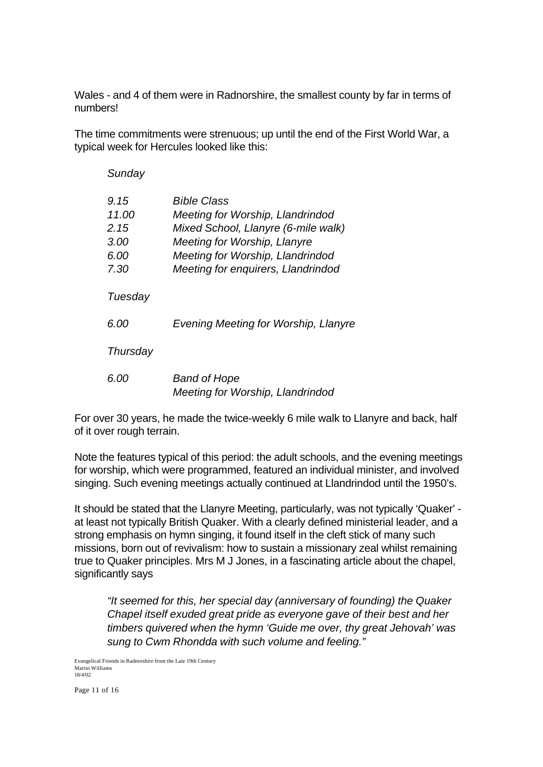Wales - and 4 of them were in Radnorshire, the smallest county by far in terms of numbers!

The time commitments were strenuous; up until the end of the First World War, a typical week for Hercules looked like this:

*Sunday*

| | |
|---|---|
| *9.15* | *Bible Class* |
| *11.00* | *Meeting for Worship, Llandrindod* |
| *2.15* | *Mixed School, Llanyre (6-mile walk)* |
| *3.00* | *Meeting for Worship, Llanyre* |
| *6.00* | *Meeting for Worship, Llandrindod* |
| *7.30* | *Meeting for enquirers, Llandrindod* |

*Tuesday*

| | |
|---|---|
| *6.00* | *Evening Meeting for Worship, Llanyre* |

*Thursday*

| | |
|---|---|
| *6.00* | *Band of Hope* |
| | *Meeting for Worship, Llandrindod* |

For over 30 years, he made the twice-weekly 6 mile walk to Llanyre and back, half of it over rough terrain.

Note the features typical of this period: the adult schools, and the evening meetings for worship, which were programmed, featured an individual minister, and involved singing. Such evening meetings actually continued at Llandrindod until the 1950's.

It should be stated that the Llanyre Meeting, particularly, was not typically 'Quaker' - at least not typically British Quaker. With a clearly defined ministerial leader, and a strong emphasis on hymn singing, it found itself in the cleft stick of many such missions, born out of revivalism: how to sustain a missionary zeal whilst remaining true to Quaker principles. Mrs M J Jones, in a fascinating article about the chapel, significantly says

> *"It seemed for this, her special day (anniversary of founding) the Quaker Chapel itself exuded great pride as everyone gave of their best and her timbers quivered when the hymn 'Guide me over, thy great Jehovah' was sung to Cwm Rhondda with such volume and feeling."*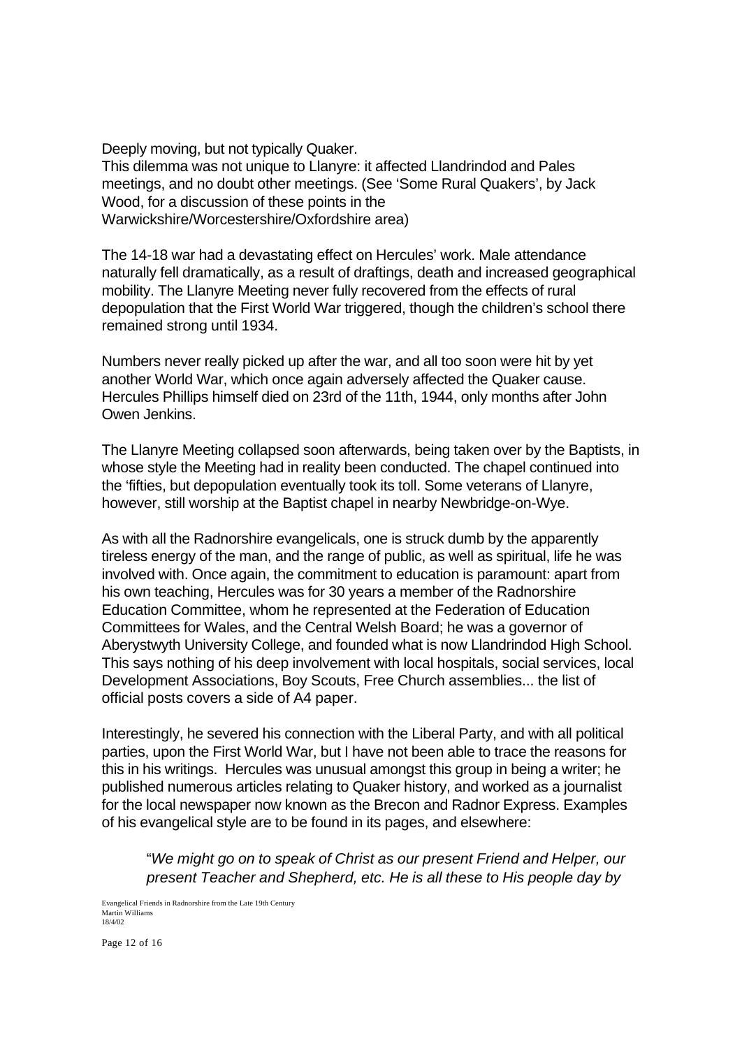Deeply moving, but not typically Quaker.
This dilemma was not unique to Llanyre: it affected Llandrindod and Pales meetings, and no doubt other meetings. (See 'Some Rural Quakers', by Jack Wood, for a discussion of these points in the Warwickshire/Worcestershire/Oxfordshire area)

The 14-18 war had a devastating effect on Hercules' work. Male attendance naturally fell dramatically, as a result of draftings, death and increased geographical mobility. The Llanyre Meeting never fully recovered from the effects of rural depopulation that the First World War triggered, though the children's school there remained strong until 1934.

Numbers never really picked up after the war, and all too soon were hit by yet another World War, which once again adversely affected the Quaker cause. Hercules Phillips himself died on 23rd of the 11th, 1944, only months after John Owen Jenkins.

The Llanyre Meeting collapsed soon afterwards, being taken over by the Baptists, in whose style the Meeting had in reality been conducted. The chapel continued into the 'fifties, but depopulation eventually took its toll. Some veterans of Llanyre, however, still worship at the Baptist chapel in nearby Newbridge-on-Wye.

As with all the Radnorshire evangelicals, one is struck dumb by the apparently tireless energy of the man, and the range of public, as well as spiritual, life he was involved with. Once again, the commitment to education is paramount: apart from his own teaching, Hercules was for 30 years a member of the Radnorshire Education Committee, whom he represented at the Federation of Education Committees for Wales, and the Central Welsh Board; he was a governor of Aberystwyth University College, and founded what is now Llandrindod High School. This says nothing of his deep involvement with local hospitals, social services, local Development Associations, Boy Scouts, Free Church assemblies... the list of official posts covers a side of A4 paper.

Interestingly, he severed his connection with the Liberal Party, and with all political parties, upon the First World War, but I have not been able to trace the reasons for this in his writings. Hercules was unusual amongst this group in being a writer; he published numerous articles relating to Quaker history, and worked as a journalist for the local newspaper now known as the Brecon and Radnor Express. Examples of his evangelical style are to be found in its pages, and elsewhere:

> "*We might go on to speak of Christ as our present Friend and Helper, our present Teacher and Shepherd, etc. He is all these to His people day by*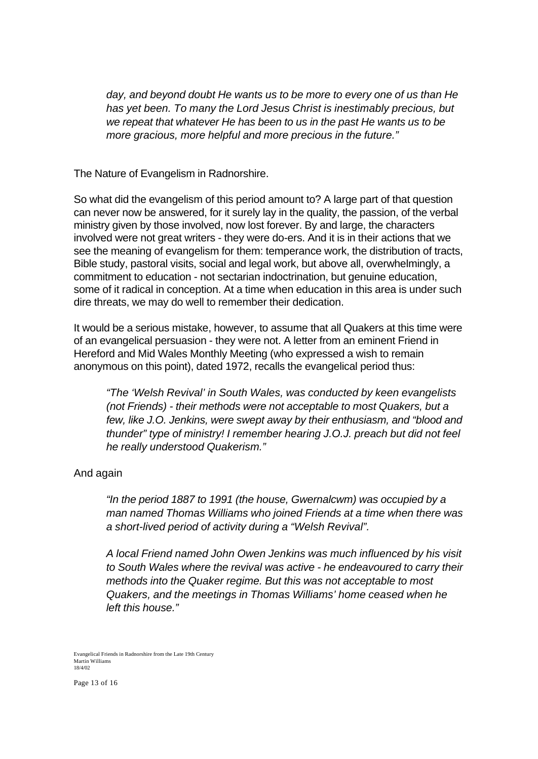*day, and beyond doubt He wants us to be more to every one of us than He has yet been. To many the Lord Jesus Christ is inestimably precious, but we repeat that whatever He has been to us in the past He wants us to be more gracious, more helpful and more precious in the future."*

The Nature of Evangelism in Radnorshire.

So what did the evangelism of this period amount to? A large part of that question can never now be answered, for it surely lay in the quality, the passion, of the verbal ministry given by those involved, now lost forever. By and large, the characters involved were not great writers - they were do-ers. And it is in their actions that we see the meaning of evangelism for them: temperance work, the distribution of tracts, Bible study, pastoral visits, social and legal work, but above all, overwhelmingly, a commitment to education - not sectarian indoctrination, but genuine education, some of it radical in conception. At a time when education in this area is under such dire threats, we may do well to remember their dedication.

It would be a serious mistake, however, to assume that all Quakers at this time were of an evangelical persuasion - they were not. A letter from an eminent Friend in Hereford and Mid Wales Monthly Meeting (who expressed a wish to remain anonymous on this point), dated 1972, recalls the evangelical period thus:

> *"The 'Welsh Revival' in South Wales, was conducted by keen evangelists (not Friends) - their methods were not acceptable to most Quakers, but a few, like J.O. Jenkins, were swept away by their enthusiasm, and "blood and thunder" type of ministry! I remember hearing J.O.J. preach but did not feel he really understood Quakerism."*

And again

> *"In the period 1887 to 1991 (the house, Gwernalcwm) was occupied by a man named Thomas Williams who joined Friends at a time when there was a short-lived period of activity during a "Welsh Revival".*
>
> *A local Friend named John Owen Jenkins was much influenced by his visit to South Wales where the revival was active - he endeavoured to carry their methods into the Quaker regime. But this was not acceptable to most Quakers, and the meetings in Thomas Williams' home ceased when he left this house."*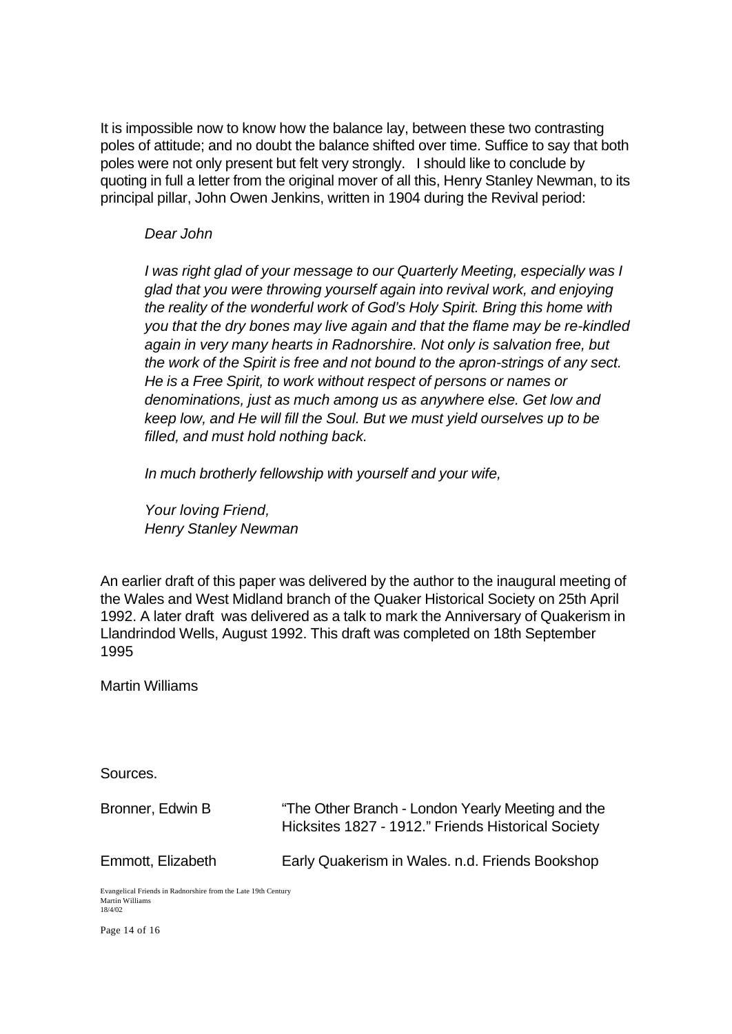It is impossible now to know how the balance lay, between these two contrasting poles of attitude; and no doubt the balance shifted over time. Suffice to say that both poles were not only present but felt very strongly. I should like to conclude by quoting in full a letter from the original mover of all this, Henry Stanley Newman, to its principal pillar, John Owen Jenkins, written in 1904 during the Revival period:

> *Dear John*
>
> *I was right glad of your message to our Quarterly Meeting, especially was I glad that you were throwing yourself again into revival work, and enjoying the reality of the wonderful work of God's Holy Spirit. Bring this home with you that the dry bones may live again and that the flame may be re-kindled again in very many hearts in Radnorshire. Not only is salvation free, but the work of the Spirit is free and not bound to the apron-strings of any sect. He is a Free Spirit, to work without respect of persons or names or denominations, just as much among us as anywhere else. Get low and keep low, and He will fill the Soul. But we must yield ourselves up to be filled, and must hold nothing back.*
>
> *In much brotherly fellowship with yourself and your wife,*
>
> *Your loving Friend,*
> *Henry Stanley Newman*

An earlier draft of this paper was delivered by the author to the inaugural meeting of the Wales and West Midland branch of the Quaker Historical Society on 25th April 1992. A later draft was delivered as a talk to mark the Anniversary of Quakerism in Llandrindod Wells, August 1992. This draft was completed on 18th September 1995

Martin Williams

Sources.

| | |
|---|---|
| Bronner, Edwin B | "The Other Branch - London Yearly Meeting and the Hicksites 1827 - 1912." Friends Historical Society |
| Emmott, Elizabeth | Early Quakerism in Wales. n.d. Friends Bookshop |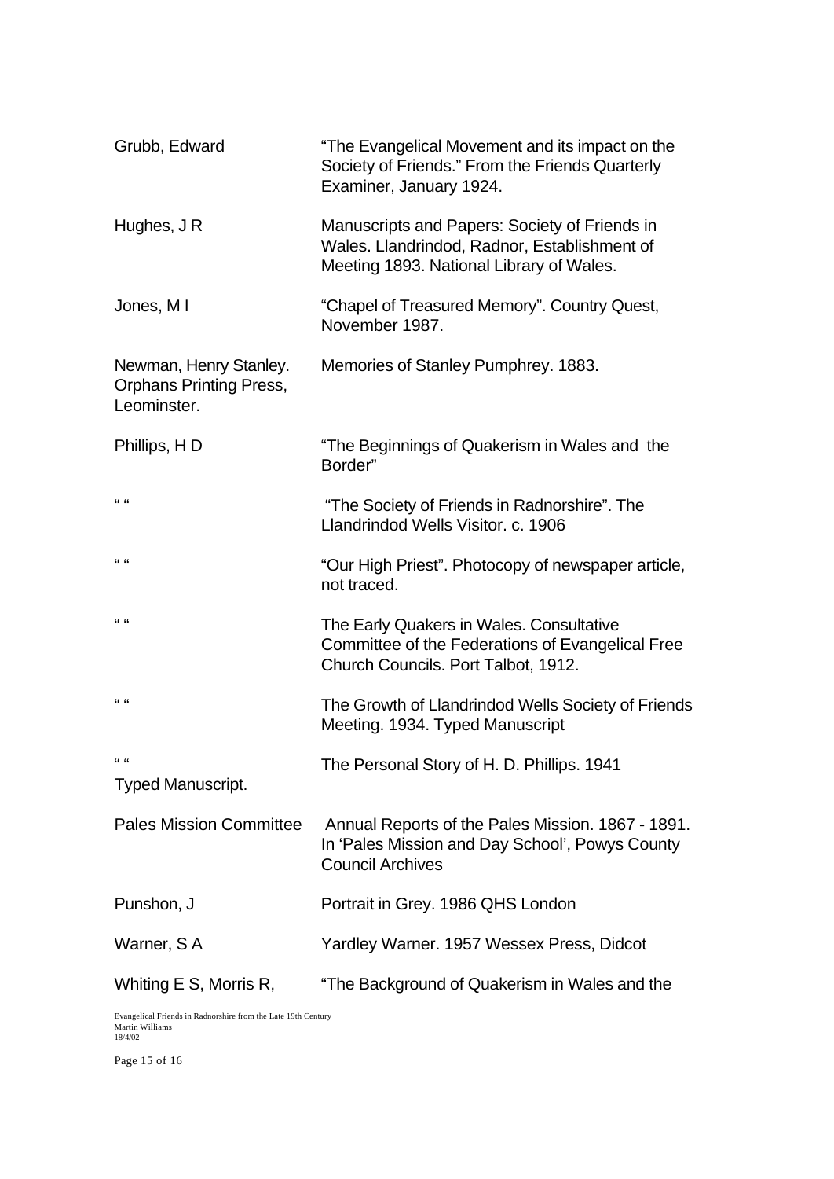| | |
|---|---|
| Grubb, Edward | "The Evangelical Movement and its impact on the Society of Friends." From the Friends Quarterly Examiner, January 1924. |
| Hughes, J R | Manuscripts and Papers: Society of Friends in Wales. Llandrindod, Radnor, Establishment of Meeting 1893. National Library of Wales. |
| Jones, M I | "Chapel of Treasured Memory". Country Quest, November 1987. |
| Newman, Henry Stanley. Orphans Printing Press, Leominster. | Memories of Stanley Pumphrey. 1883. |
| Phillips, H D | "The Beginnings of Quakerism in Wales and the Border" |
| " " | "The Society of Friends in Radnorshire". The Llandrindod Wells Visitor. c. 1906 |
| " " | "Our High Priest". Photocopy of newspaper article, not traced. |
| " " | The Early Quakers in Wales. Consultative Committee of the Federations of Evangelical Free Church Councils. Port Talbot, 1912. |
| " " | The Growth of Llandrindod Wells Society of Friends Meeting. 1934. Typed Manuscript |
| " " Typed Manuscript. | The Personal Story of H. D. Phillips. 1941 |
| Pales Mission Committee | Annual Reports of the Pales Mission. 1867 - 1891. In 'Pales Mission and Day School', Powys County Council Archives |
| Punshon, J | Portrait in Grey. 1986 QHS London |
| Warner, S A | Yardley Warner. 1957 Wessex Press, Didcot |
| Whiting E S, Morris R, | "The Background of Quakerism in Wales and the |

Evangelical Friends in Radnorshire from the Late 19th Century
Martin Williams
18/4/02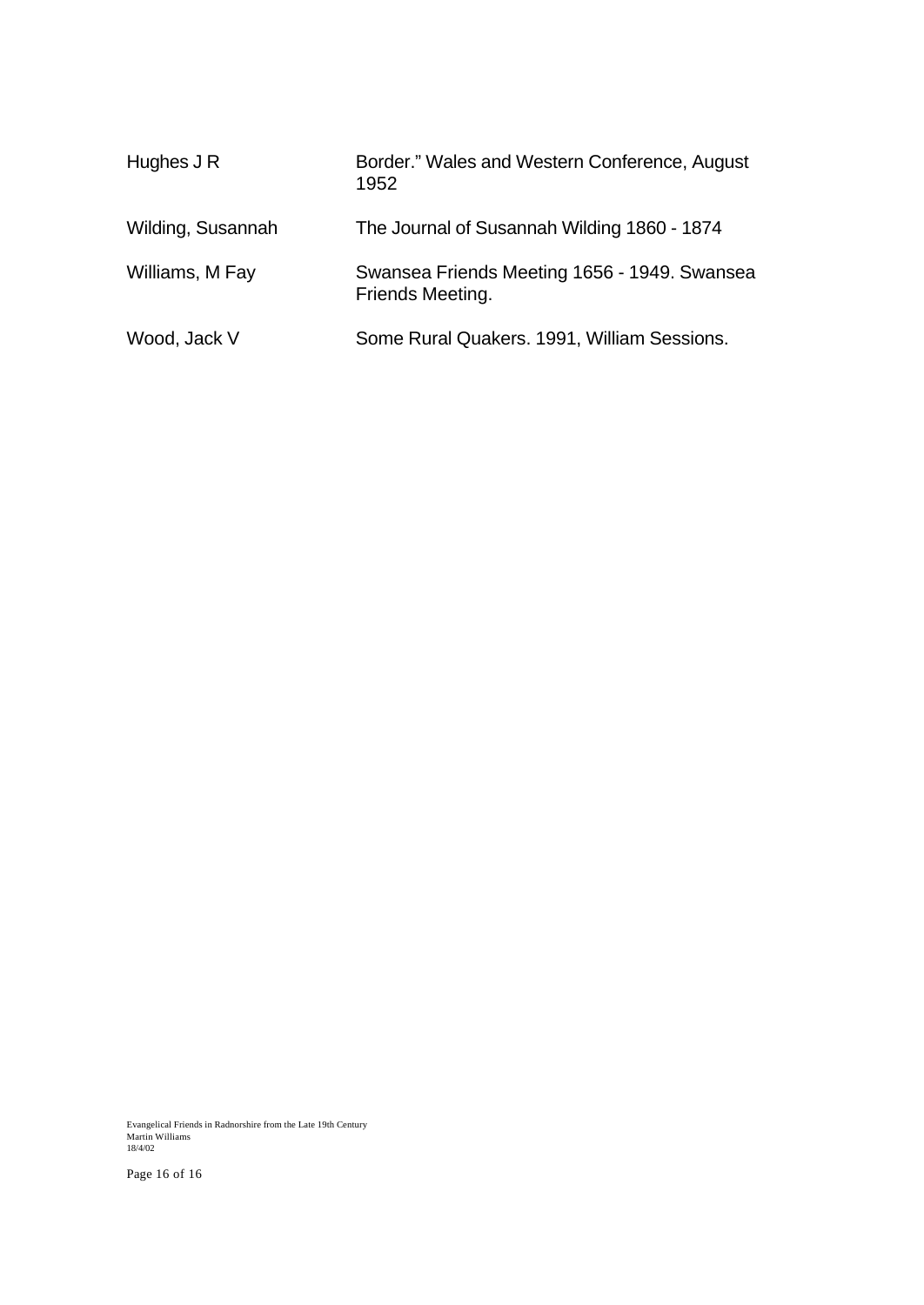| | |
|---|---|
| Hughes J R | Border." Wales and Western Conference, August 1952 |
| Wilding, Susannah | The Journal of Susannah Wilding 1860 - 1874 |
| Williams, M Fay | Swansea Friends Meeting 1656 - 1949. Swansea Friends Meeting. |
| Wood, Jack V | Some Rural Quakers. 1991, William Sessions. |